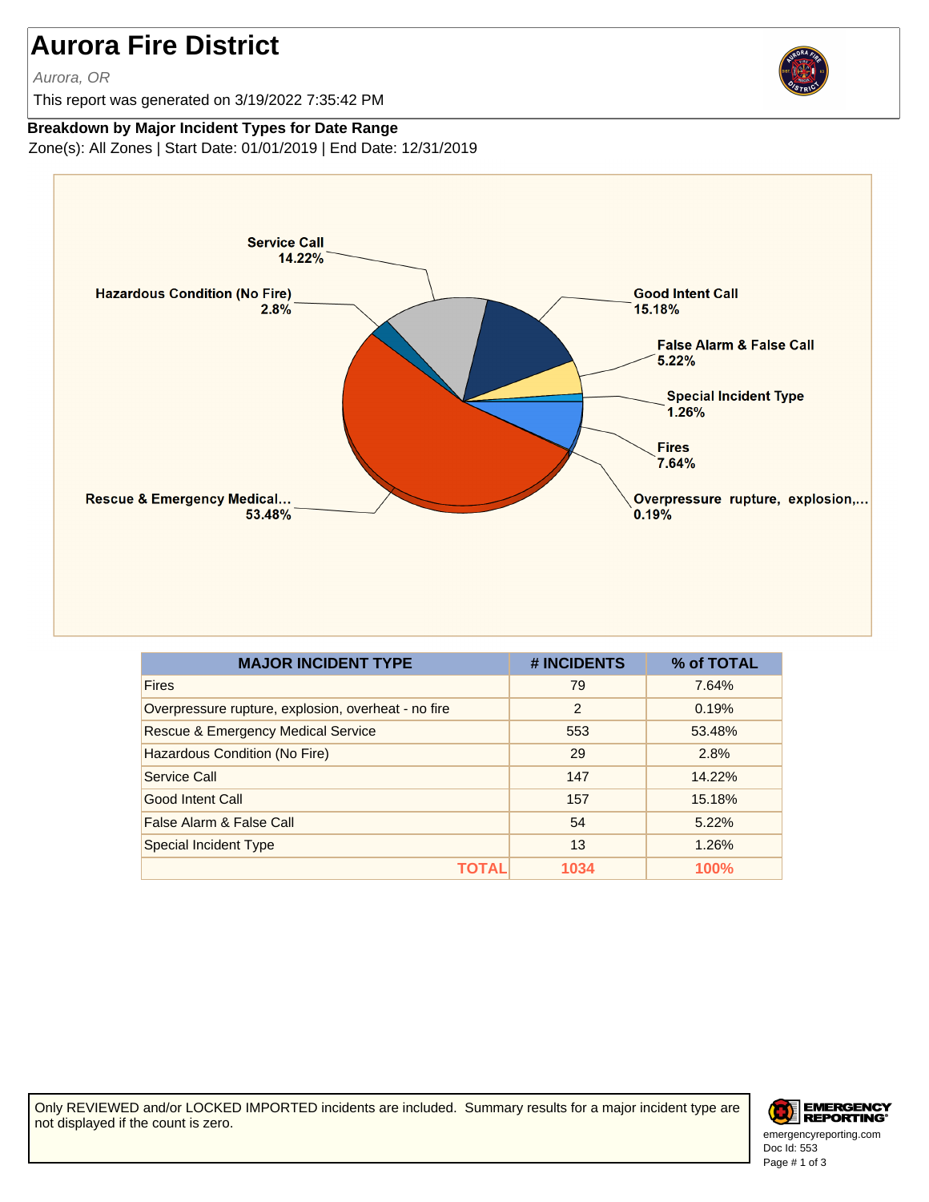# Aurora Fire District

*Aurora, OR*

This report was generated on 3/19/2022 7:35:42 PM

**Breakdown by Major Incident Types for Date Range**

Zone(s): All Zones | Start Date: 01/01/2019 | End Date: 12/31/2019

| MAJOR INCIDENT TYPE | # INCIDENTS | % of TOTAL |
|---|---|---|
| Fires | 79 | 7.64% |
| Overpressure rupture, explosion, overheat - no fire | 2 | 0.19% |
| Rescue & Emergency Medical Service | 553 | 53.48% |
| Hazardous Condition (No Fire) | 29 | 2.8% |
| Service Call | 147 | 14.22% |
| Good Intent Call | 157 | 15.18% |
| False Alarm & False Call | 54 | 5.22% |
| Special Incident Type | 13 | 1.26% |
| TOTAL | 1034 | 100% |

Only REVIEWED and/or LOCKED IMPORTED incidents are included. Summary results for a major incident type are not displayed if the count is zero.

emergencyreporting.com
Doc Id: 553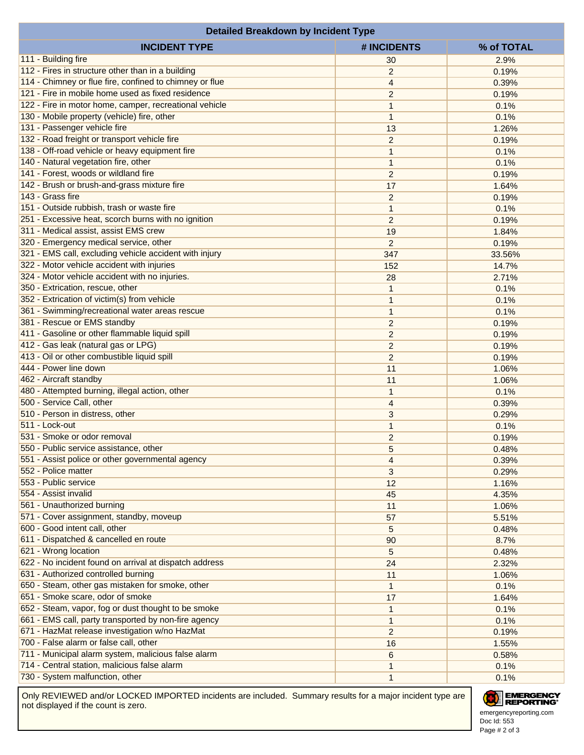## Detailed Breakdown by Incident Type

| INCIDENT TYPE | # INCIDENTS | % of TOTAL |
| --- | --- | --- |
| 111 - Building fire | 30 | 2.9% |
| 112 - Fires in structure other than in a building | 2 | 0.19% |
| 114 - Chimney or flue fire, confined to chimney or flue | 4 | 0.39% |
| 121 - Fire in mobile home used as fixed residence | 2 | 0.19% |
| 122 - Fire in motor home, camper, recreational vehicle | 1 | 0.1% |
| 130 - Mobile property (vehicle) fire, other | 1 | 0.1% |
| 131 - Passenger vehicle fire | 13 | 1.26% |
| 132 - Road freight or transport vehicle fire | 2 | 0.19% |
| 138 - Off-road vehicle or heavy equipment fire | 1 | 0.1% |
| 140 - Natural vegetation fire, other | 1 | 0.1% |
| 141 - Forest, woods or wildland fire | 2 | 0.19% |
| 142 - Brush or brush-and-grass mixture fire | 17 | 1.64% |
| 143 - Grass fire | 2 | 0.19% |
| 151 - Outside rubbish, trash or waste fire | 1 | 0.1% |
| 251 - Excessive heat, scorch burns with no ignition | 2 | 0.19% |
| 311 - Medical assist, assist EMS crew | 19 | 1.84% |
| 320 - Emergency medical service, other | 2 | 0.19% |
| 321 - EMS call, excluding vehicle accident with injury | 347 | 33.56% |
| 322 - Motor vehicle accident with injuries | 152 | 14.7% |
| 324 - Motor vehicle accident with no injuries. | 28 | 2.71% |
| 350 - Extrication, rescue, other | 1 | 0.1% |
| 352 - Extrication of victim(s) from vehicle | 1 | 0.1% |
| 361 - Swimming/recreational water areas rescue | 1 | 0.1% |
| 381 - Rescue or EMS standby | 2 | 0.19% |
| 411 - Gasoline or other flammable liquid spill | 2 | 0.19% |
| 412 - Gas leak (natural gas or LPG) | 2 | 0.19% |
| 413 - Oil or other combustible liquid spill | 2 | 0.19% |
| 444 - Power line down | 11 | 1.06% |
| 462 - Aircraft standby | 11 | 1.06% |
| 480 - Attempted burning, illegal action, other | 1 | 0.1% |
| 500 - Service Call, other | 4 | 0.39% |
| 510 - Person in distress, other | 3 | 0.29% |
| 511 - Lock-out | 1 | 0.1% |
| 531 - Smoke or odor removal | 2 | 0.19% |
| 550 - Public service assistance, other | 5 | 0.48% |
| 551 - Assist police or other governmental agency | 4 | 0.39% |
| 552 - Police matter | 3 | 0.29% |
| 553 - Public service | 12 | 1.16% |
| 554 - Assist invalid | 45 | 4.35% |
| 561 - Unauthorized burning | 11 | 1.06% |
| 571 - Cover assignment, standby, moveup | 57 | 5.51% |
| 600 - Good intent call, other | 5 | 0.48% |
| 611 - Dispatched & cancelled en route | 90 | 8.7% |
| 621 - Wrong location | 5 | 0.48% |
| 622 - No incident found on arrival at dispatch address | 24 | 2.32% |
| 631 - Authorized controlled burning | 11 | 1.06% |
| 650 - Steam, other gas mistaken for smoke, other | 1 | 0.1% |
| 651 - Smoke scare, odor of smoke | 17 | 1.64% |
| 652 - Steam, vapor, fog or dust thought to be smoke | 1 | 0.1% |
| 661 - EMS call, party transported by non-fire agency | 1 | 0.1% |
| 671 - HazMat release investigation w/no HazMat | 2 | 0.19% |
| 700 - False alarm or false call, other | 16 | 1.55% |
| 711 - Municipal alarm system, malicious false alarm | 6 | 0.58% |
| 714 - Central station, malicious false alarm | 1 | 0.1% |
| 730 - System malfunction, other | 1 | 0.1% |

Only REVIEWED and/or LOCKED IMPORTED incidents are included. Summary results for a major incident type are not displayed if the count is zero.

EMERGENCY REPORTING
emergencyreporting.com
Doc Id: 553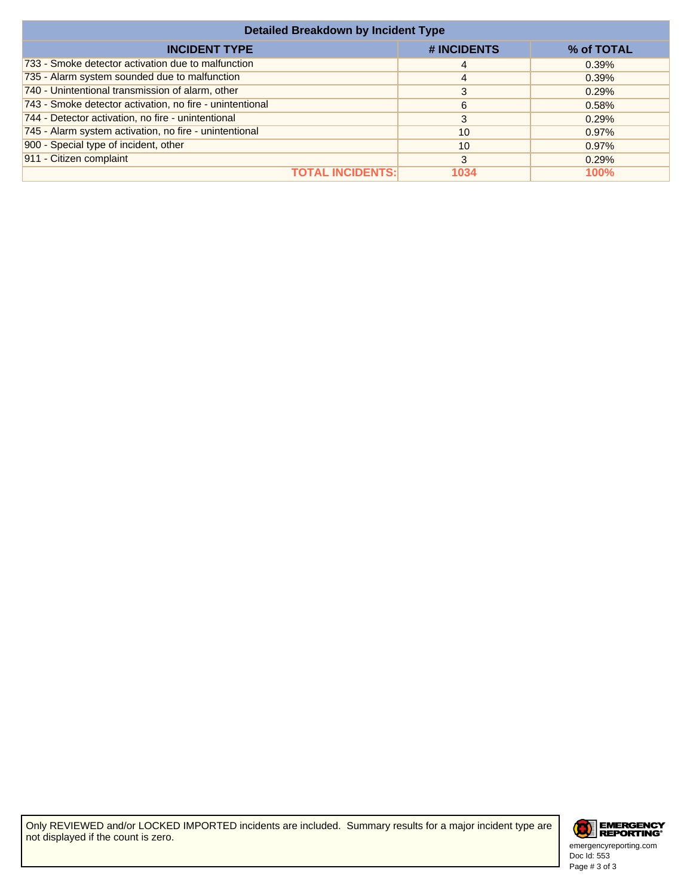| Detailed Breakdown by Incident Type | | |
|---|---|---|
| **INCIDENT TYPE** | **# INCIDENTS** | **% of TOTAL** |
| 733 - Smoke detector activation due to malfunction | 4 | 0.39% |
| 735 - Alarm system sounded due to malfunction | 4 | 0.39% |
| 740 - Unintentional transmission of alarm, other | 3 | 0.29% |
| 743 - Smoke detector activation, no fire - unintentional | 6 | 0.58% |
| 744 - Detector activation, no fire - unintentional | 3 | 0.29% |
| 745 - Alarm system activation, no fire - unintentional | 10 | 0.97% |
| 900 - Special type of incident, other | 10 | 0.97% |
| 911 - Citizen complaint | 3 | 0.29% |
| **TOTAL INCIDENTS:** | **1034** | **100%** |

Only REVIEWED and/or LOCKED IMPORTED incidents are included. Summary results for a major incident type are not displayed if the count is zero.

EMERGENCY REPORTING
emergencyreporting.com
Doc Id: 553